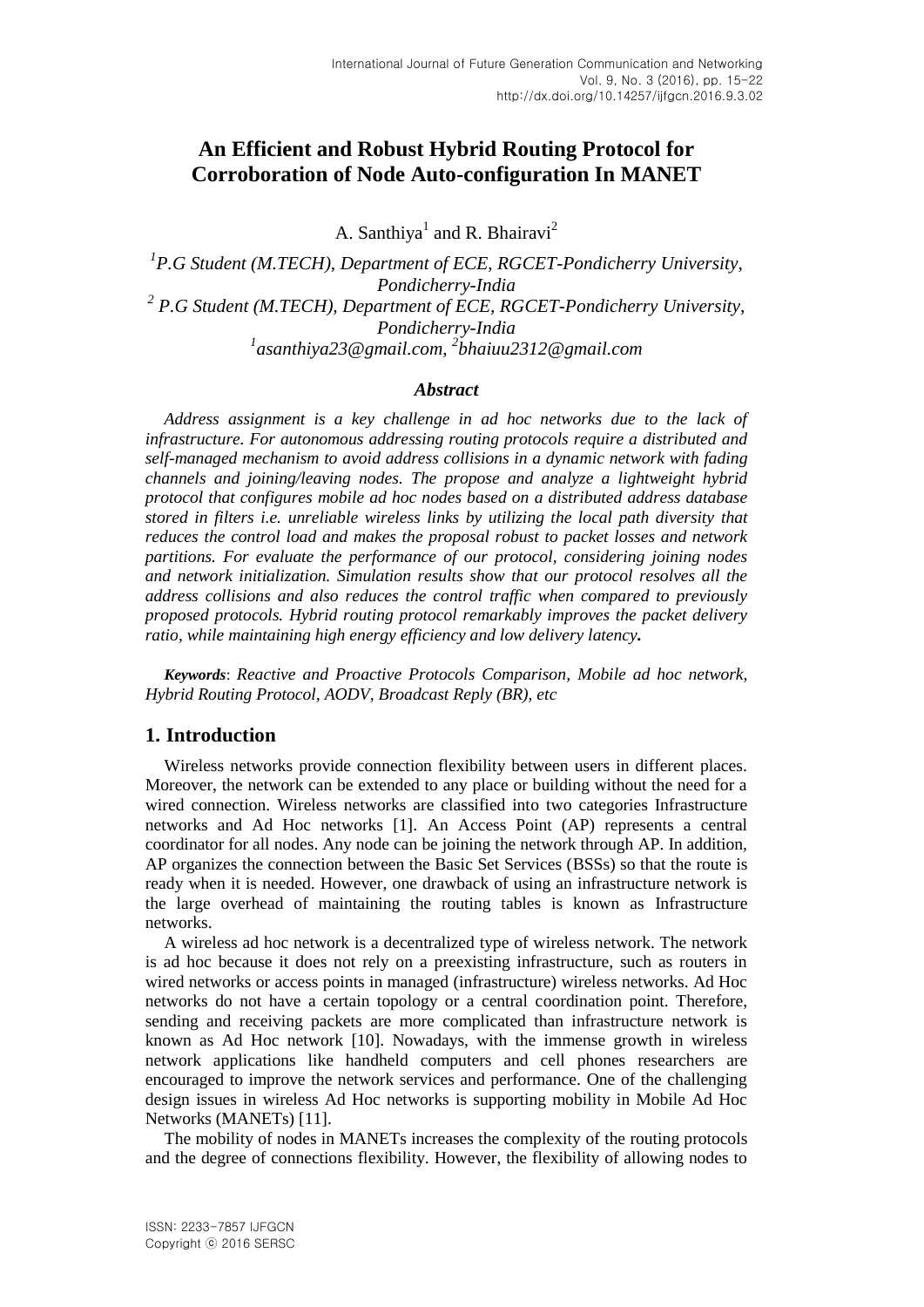# An Efficient and Robust Hybrid Routing Protocol for Corroboration of Node Auto-configuration In MANET

A. Santhiya[1] and R. Bhairavi[2]

*[1]P.G Student (M.TECH), Department of ECE, RGCET-Pondicherry University, Pondicherry-India*
*[2] P.G Student (M.TECH), Department of ECE, RGCET-Pondicherry University, Pondicherry-India*
*[1]asanthiya23@gmail.com, [2]bhaiuu2312@gmail.com*

### *Abstract*

*Address assignment is a key challenge in ad hoc networks due to the lack of infrastructure. For autonomous addressing routing protocols require a distributed and self-managed mechanism to avoid address collisions in a dynamic network with fading channels and joining/leaving nodes. The propose and analyze a lightweight hybrid protocol that configures mobile ad hoc nodes based on a distributed address database stored in filters i.e. unreliable wireless links by utilizing the local path diversity that reduces the control load and makes the proposal robust to packet losses and network partitions. For evaluate the performance of our protocol, considering joining nodes and network initialization. Simulation results show that our protocol resolves all the address collisions and also reduces the control traffic when compared to previously proposed protocols. Hybrid routing protocol remarkably improves the packet delivery ratio, while maintaining high energy efficiency and low delivery latency.*

***Keywords***: *Reactive and Proactive Protocols Comparison, Mobile ad hoc network, Hybrid Routing Protocol, AODV, Broadcast Reply (BR), etc*

## 1. Introduction

Wireless networks provide connection flexibility between users in different places. Moreover, the network can be extended to any place or building without the need for a wired connection. Wireless networks are classified into two categories Infrastructure networks and Ad Hoc networks [1]. An Access Point (AP) represents a central coordinator for all nodes. Any node can be joining the network through AP. In addition, AP organizes the connection between the Basic Set Services (BSSs) so that the route is ready when it is needed. However, one drawback of using an infrastructure network is the large overhead of maintaining the routing tables is known as Infrastructure networks.

A wireless ad hoc network is a decentralized type of wireless network. The network is ad hoc because it does not rely on a preexisting infrastructure, such as routers in wired networks or access points in managed (infrastructure) wireless networks. Ad Hoc networks do not have a certain topology or a central coordination point. Therefore, sending and receiving packets are more complicated than infrastructure network is known as Ad Hoc network [10]. Nowadays, with the immense growth in wireless network applications like handheld computers and cell phones researchers are encouraged to improve the network services and performance. One of the challenging design issues in wireless Ad Hoc networks is supporting mobility in Mobile Ad Hoc Networks (MANETs) [11].

The mobility of nodes in MANETs increases the complexity of the routing protocols and the degree of connections flexibility. However, the flexibility of allowing nodes to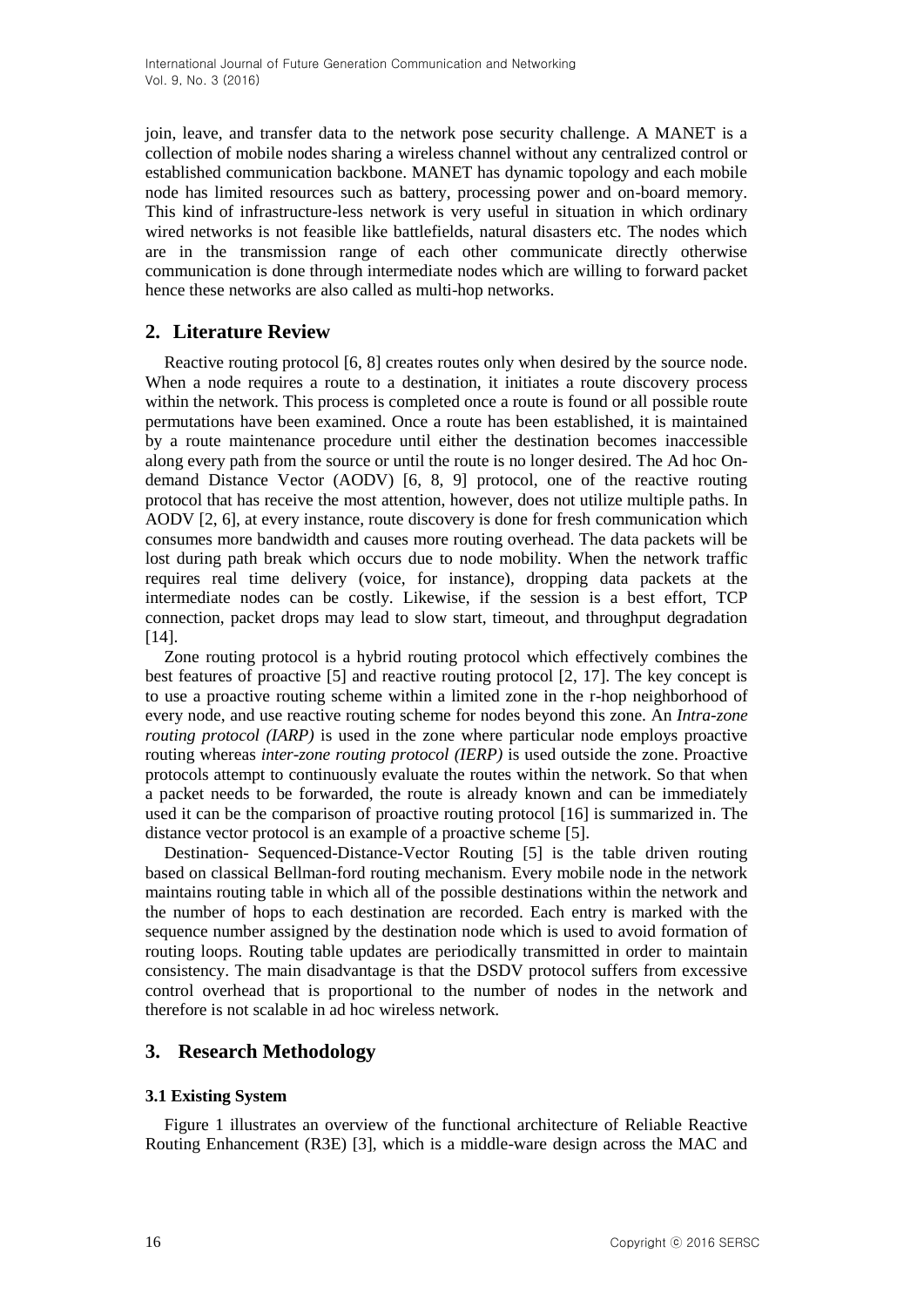join, leave, and transfer data to the network pose security challenge. A MANET is a collection of mobile nodes sharing a wireless channel without any centralized control or established communication backbone. MANET has dynamic topology and each mobile node has limited resources such as battery, processing power and on-board memory. This kind of infrastructure-less network is very useful in situation in which ordinary wired networks is not feasible like battlefields, natural disasters etc. The nodes which are in the transmission range of each other communicate directly otherwise communication is done through intermediate nodes which are willing to forward packet hence these networks are also called as multi-hop networks.

## 2. Literature Review

Reactive routing protocol [6, 8] creates routes only when desired by the source node. When a node requires a route to a destination, it initiates a route discovery process within the network. This process is completed once a route is found or all possible route permutations have been examined. Once a route has been established, it is maintained by a route maintenance procedure until either the destination becomes inaccessible along every path from the source or until the route is no longer desired. The Ad hoc On-demand Distance Vector (AODV) [6, 8, 9] protocol, one of the reactive routing protocol that has receive the most attention, however, does not utilize multiple paths. In AODV [2, 6], at every instance, route discovery is done for fresh communication which consumes more bandwidth and causes more routing overhead. The data packets will be lost during path break which occurs due to node mobility. When the network traffic requires real time delivery (voice, for instance), dropping data packets at the intermediate nodes can be costly. Likewise, if the session is a best effort, TCP connection, packet drops may lead to slow start, timeout, and throughput degradation [14].

Zone routing protocol is a hybrid routing protocol which effectively combines the best features of proactive [5] and reactive routing protocol [2, 17]. The key concept is to use a proactive routing scheme within a limited zone in the r-hop neighborhood of every node, and use reactive routing scheme for nodes beyond this zone. An *Intra-zone routing protocol (IARP)* is used in the zone where particular node employs proactive routing whereas *inter-zone routing protocol (IERP)* is used outside the zone. Proactive protocols attempt to continuously evaluate the routes within the network. So that when a packet needs to be forwarded, the route is already known and can be immediately used it can be the comparison of proactive routing protocol [16] is summarized in. The distance vector protocol is an example of a proactive scheme [5].

Destination- Sequenced-Distance-Vector Routing [5] is the table driven routing based on classical Bellman-ford routing mechanism. Every mobile node in the network maintains routing table in which all of the possible destinations within the network and the number of hops to each destination are recorded. Each entry is marked with the sequence number assigned by the destination node which is used to avoid formation of routing loops. Routing table updates are periodically transmitted in order to maintain consistency. The main disadvantage is that the DSDV protocol suffers from excessive control overhead that is proportional to the number of nodes in the network and therefore is not scalable in ad hoc wireless network.

## 3. Research Methodology

### 3.1 Existing System

Figure 1 illustrates an overview of the functional architecture of Reliable Reactive Routing Enhancement (R3E) [3], which is a middle-ware design across the MAC and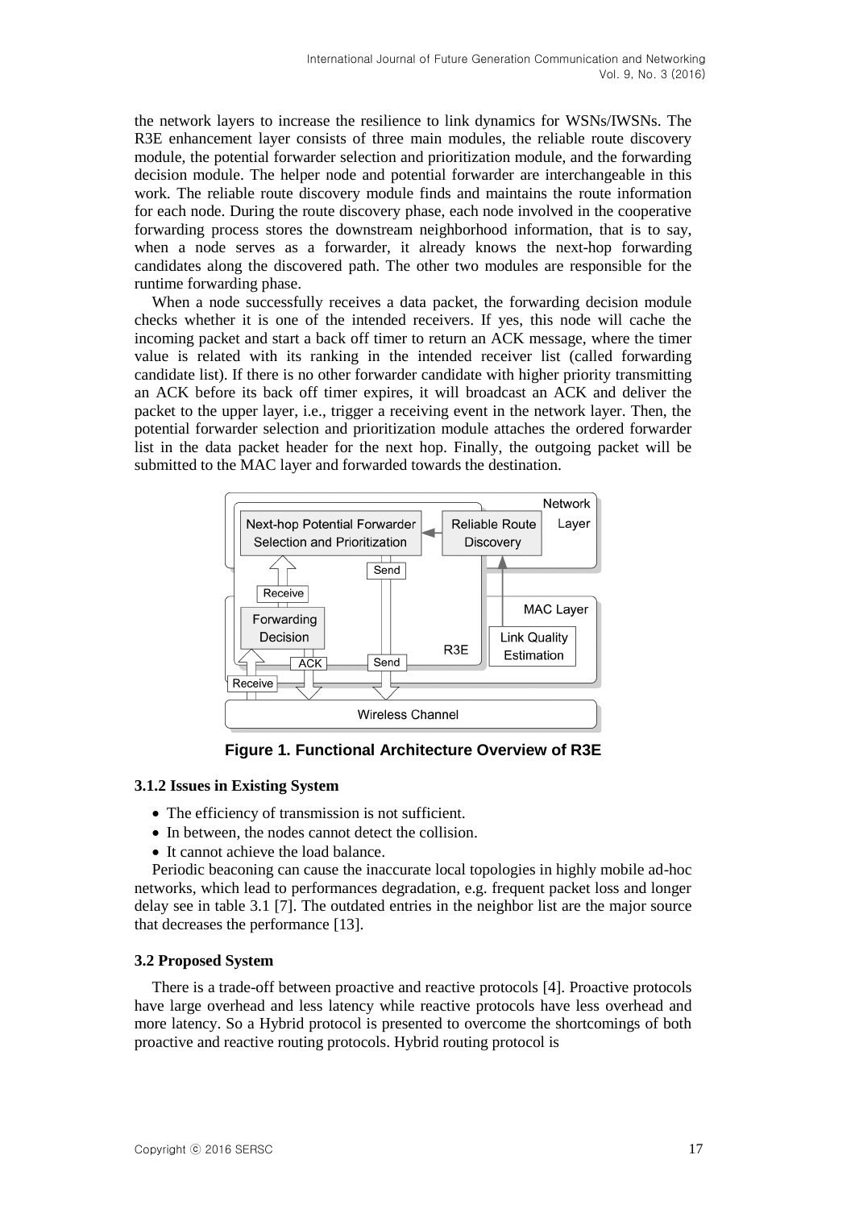the network layers to increase the resilience to link dynamics for WSNs/IWSNs. The R3E enhancement layer consists of three main modules, the reliable route discovery module, the potential forwarder selection and prioritization module, and the forwarding decision module. The helper node and potential forwarder are interchangeable in this work. The reliable route discovery module finds and maintains the route information for each node. During the route discovery phase, each node involved in the cooperative forwarding process stores the downstream neighborhood information, that is to say, when a node serves as a forwarder, it already knows the next-hop forwarding candidates along the discovered path. The other two modules are responsible for the runtime forwarding phase.

When a node successfully receives a data packet, the forwarding decision module checks whether it is one of the intended receivers. If yes, this node will cache the incoming packet and start a back off timer to return an ACK message, where the timer value is related with its ranking in the intended receiver list (called forwarding candidate list). If there is no other forwarder candidate with higher priority transmitting an ACK before its back off timer expires, it will broadcast an ACK and deliver the packet to the upper layer, i.e., trigger a receiving event in the network layer. Then, the potential forwarder selection and prioritization module attaches the ordered forwarder list in the data packet header for the next hop. Finally, the outgoing packet will be submitted to the MAC layer and forwarded towards the destination.

**Figure 1. Functional Architecture Overview of R3E**

### 3.1.2 Issues in Existing System

- The efficiency of transmission is not sufficient.
- In between, the nodes cannot detect the collision.
- It cannot achieve the load balance.

Periodic beaconing can cause the inaccurate local topologies in highly mobile ad-hoc networks, which lead to performances degradation, e.g. frequent packet loss and longer delay see in table 3.1 [7]. The outdated entries in the neighbor list are the major source that decreases the performance [13].

### 3.2 Proposed System

There is a trade-off between proactive and reactive protocols [4]. Proactive protocols have large overhead and less latency while reactive protocols have less overhead and more latency. So a Hybrid protocol is presented to overcome the shortcomings of both proactive and reactive routing protocols. Hybrid routing protocol is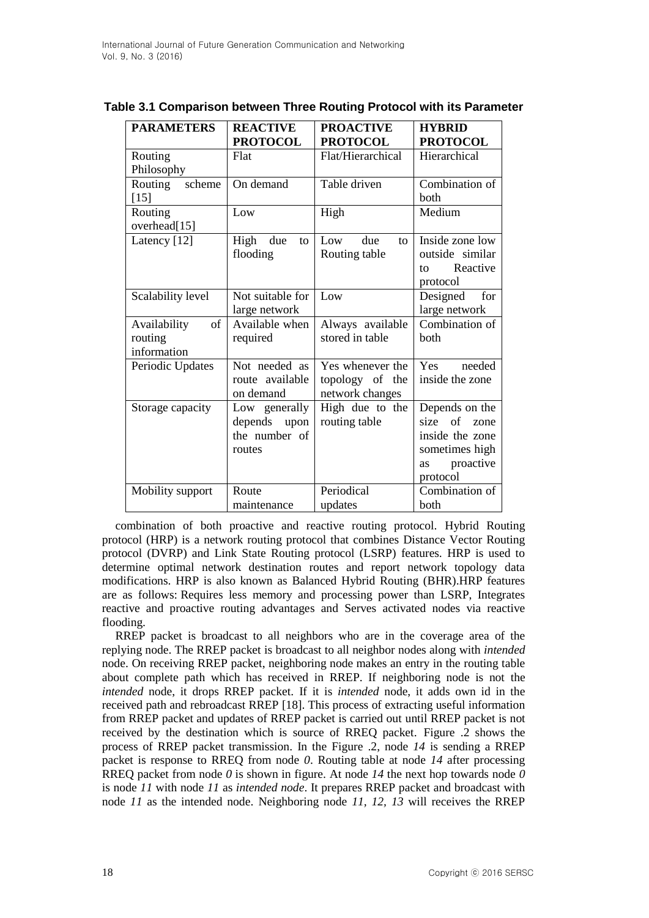**Table 3.1 Comparison between Three Routing Protocol with its Parameter**

| PARAMETERS | REACTIVE PROTOCOL | PROACTIVE PROTOCOL | HYBRID PROTOCOL |
|---|---|---|---|
| Routing Philosophy | Flat | Flat/Hierarchical | Hierarchical |
| Routing scheme [15] | On demand | Table driven | Combination of both |
| Routing overhead[15] | Low | High | Medium |
| Latency [12] | High due to flooding | Low due to Routing table | Inside zone low outside similar to Reactive protocol |
| Scalability level | Not suitable for large network | Low | Designed for large network |
| Availability of routing information | Available when required | Always available stored in table | Combination of both |
| Periodic Updates | Not needed as route available on demand | Yes whenever the topology of the network changes | Yes needed inside the zone |
| Storage capacity | Low generally depends upon the number of routes | High due to the routing table | Depends on the size of zone inside the zone sometimes high as proactive protocol |
| Mobility support | Route maintenance | Periodical updates | Combination of both |

combination of both proactive and reactive routing protocol. Hybrid Routing protocol (HRP) is a network routing protocol that combines Distance Vector Routing protocol (DVRP) and Link State Routing protocol (LSRP) features. HRP is used to determine optimal network destination routes and report network topology data modifications. HRP is also known as Balanced Hybrid Routing (BHR).HRP features are as follows: Requires less memory and processing power than LSRP, Integrates reactive and proactive routing advantages and Serves activated nodes via reactive flooding.

RREP packet is broadcast to all neighbors who are in the coverage area of the replying node. The RREP packet is broadcast to all neighbor nodes along with *intended* node. On receiving RREP packet, neighboring node makes an entry in the routing table about complete path which has received in RREP. If neighboring node is not the *intended* node, it drops RREP packet. If it is *intended* node, it adds own id in the received path and rebroadcast RREP [18]. This process of extracting useful information from RREP packet and updates of RREP packet is carried out until RREP packet is not received by the destination which is source of RREQ packet. Figure .2 shows the process of RREP packet transmission. In the Figure .2, node *14* is sending a RREP packet is response to RREQ from node *0*. Routing table at node *14* after processing RREQ packet from node *0* is shown in figure. At node *14* the next hop towards node *0* is node *11* with node *11* as *intended node*. It prepares RREP packet and broadcast with node *11* as the intended node. Neighboring node *11, 12, 13* will receives the RREP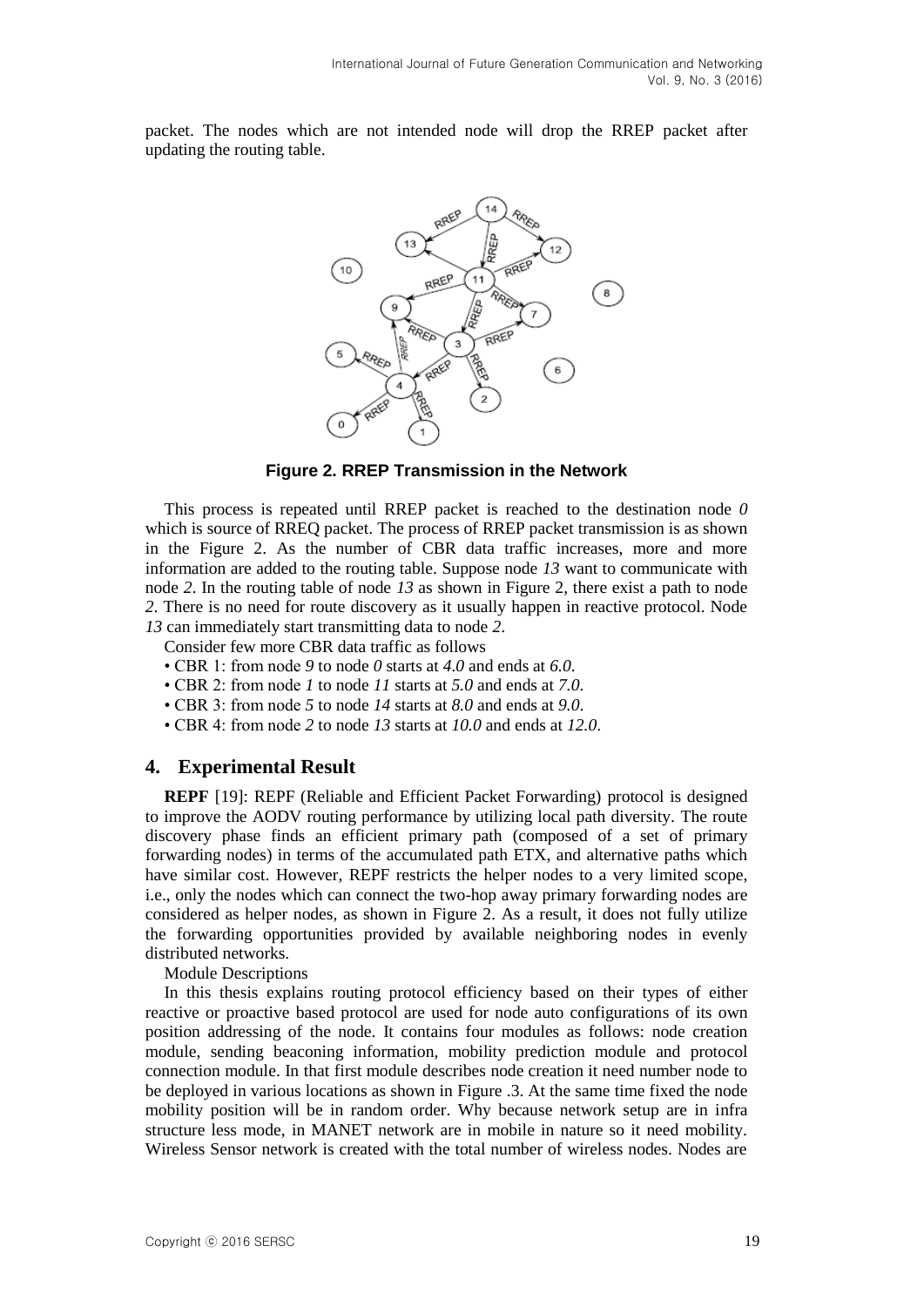packet. The nodes which are not intended node will drop the RREP packet after updating the routing table.

**Figure 2. RREP Transmission in the Network**

This process is repeated until RREP packet is reached to the destination node *0* which is source of RREQ packet. The process of RREP packet transmission is as shown in the Figure 2. As the number of CBR data traffic increases, more and more information are added to the routing table. Suppose node *13* want to communicate with node *2*. In the routing table of node *13* as shown in Figure 2, there exist a path to node *2*. There is no need for route discovery as it usually happen in reactive protocol. Node *13* can immediately start transmitting data to node *2*.

Consider few more CBR data traffic as follows

- CBR 1: from node *9* to node *0* starts at *4.0* and ends at *6.0*.
- CBR 2: from node *1* to node *11* starts at *5.0* and ends at *7.0*.
- CBR 3: from node *5* to node *14* starts at *8.0* and ends at *9.0*.
- CBR 4: from node *2* to node *13* starts at *10.0* and ends at *12.0*.

## 4. Experimental Result

**REPF** [19]: REPF (Reliable and Efficient Packet Forwarding) protocol is designed to improve the AODV routing performance by utilizing local path diversity. The route discovery phase finds an efficient primary path (composed of a set of primary forwarding nodes) in terms of the accumulated path ETX, and alternative paths which have similar cost. However, REPF restricts the helper nodes to a very limited scope, i.e., only the nodes which can connect the two-hop away primary forwarding nodes are considered as helper nodes, as shown in Figure 2. As a result, it does not fully utilize the forwarding opportunities provided by available neighboring nodes in evenly distributed networks.

Module Descriptions

In this thesis explains routing protocol efficiency based on their types of either reactive or proactive based protocol are used for node auto configurations of its own position addressing of the node. It contains four modules as follows: node creation module, sending beaconing information, mobility prediction module and protocol connection module. In that first module describes node creation it need number node to be deployed in various locations as shown in Figure .3. At the same time fixed the node mobility position will be in random order. Why because network setup are in infra structure less mode, in MANET network are in mobile in nature so it need mobility. Wireless Sensor network is created with the total number of wireless nodes. Nodes are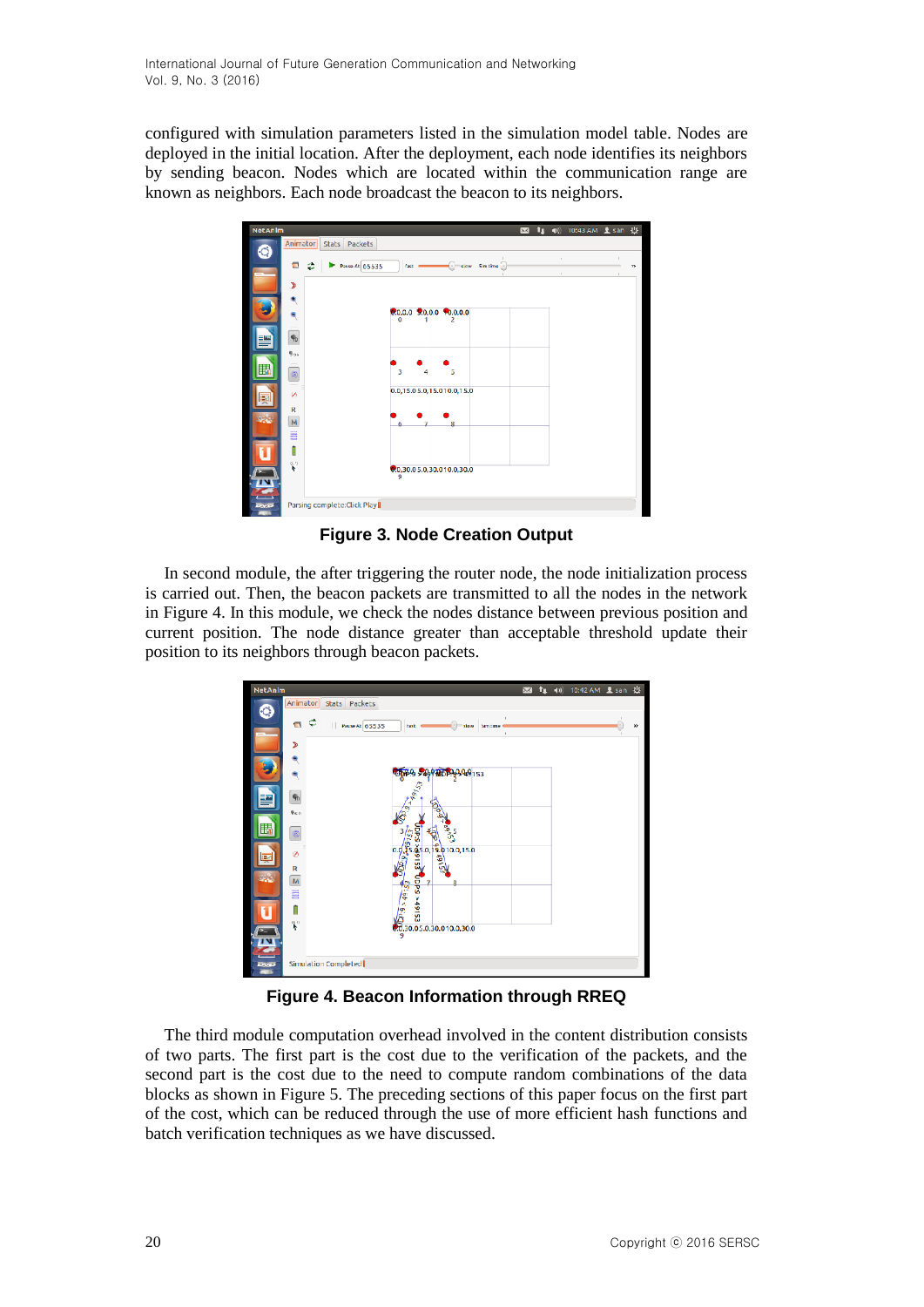configured with simulation parameters listed in the simulation model table. Nodes are deployed in the initial location. After the deployment, each node identifies its neighbors by sending beacon. Nodes which are located within the communication range are known as neighbors. Each node broadcast the beacon to its neighbors.

**Figure 3. Node Creation Output**

In second module, the after triggering the router node, the node initialization process is carried out. Then, the beacon packets are transmitted to all the nodes in the network in Figure 4. In this module, we check the nodes distance between previous position and current position. The node distance greater than acceptable threshold update their position to its neighbors through beacon packets.

**Figure 4. Beacon Information through RREQ**

The third module computation overhead involved in the content distribution consists of two parts. The first part is the cost due to the verification of the packets, and the second part is the cost due to the need to compute random combinations of the data blocks as shown in Figure 5. The preceding sections of this paper focus on the first part of the cost, which can be reduced through the use of more efficient hash functions and batch verification techniques as we have discussed.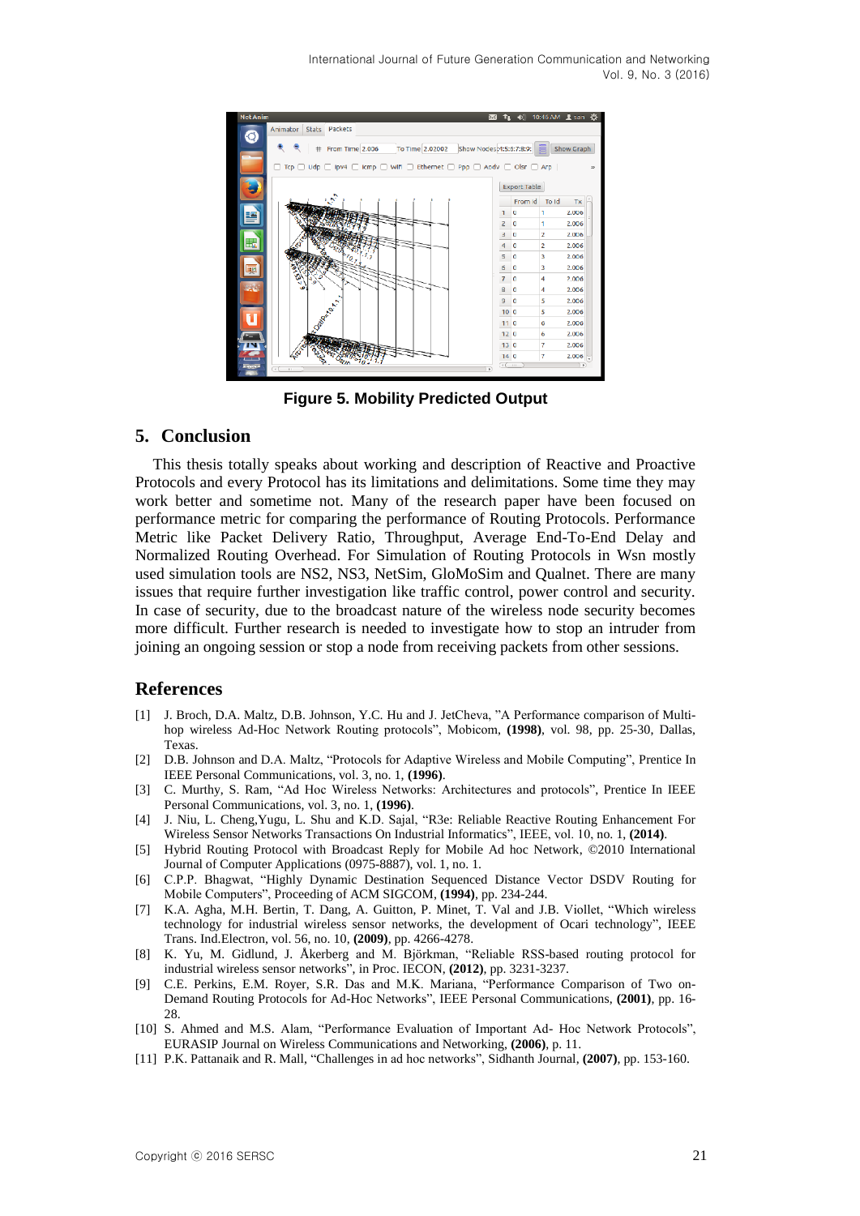Figure 5. Mobility Predicted Output

## 5. Conclusion

This thesis totally speaks about working and description of Reactive and Proactive Protocols and every Protocol has its limitations and delimitations. Some time they may work better and sometime not. Many of the research paper have been focused on performance metric for comparing the performance of Routing Protocols. Performance Metric like Packet Delivery Ratio, Throughput, Average End-To-End Delay and Normalized Routing Overhead. For Simulation of Routing Protocols in Wsn mostly used simulation tools are NS2, NS3, NetSim, GloMoSim and Qualnet. There are many issues that require further investigation like traffic control, power control and security. In case of security, due to the broadcast nature of the wireless node security becomes more difficult. Further research is needed to investigate how to stop an intruder from joining an ongoing session or stop a node from receiving packets from other sessions.

## References

[1] J. Broch, D.A. Maltz, D.B. Johnson, Y.C. Hu and J. JetCheva, "A Performance comparison of Multi-hop wireless Ad-Hoc Network Routing protocols", Mobicom, **(1998)**, vol. 98, pp. 25-30, Dallas, Texas.

[2] D.B. Johnson and D.A. Maltz, "Protocols for Adaptive Wireless and Mobile Computing", Prentice In IEEE Personal Communications, vol. 3, no. 1, **(1996)**.

[3] C. Murthy, S. Ram, "Ad Hoc Wireless Networks: Architectures and protocols", Prentice In IEEE Personal Communications, vol. 3, no. 1, **(1996)**.

[4] J. Niu, L. Cheng,Yugu, L. Shu and K.D. Sajal, "R3e: Reliable Reactive Routing Enhancement For Wireless Sensor Networks Transactions On Industrial Informatics", IEEE, vol. 10, no. 1, **(2014)**.

[5] Hybrid Routing Protocol with Broadcast Reply for Mobile Ad hoc Network, ©2010 International Journal of Computer Applications (0975-8887), vol. 1, no. 1.

[6] C.P.P. Bhagwat, "Highly Dynamic Destination Sequenced Distance Vector DSDV Routing for Mobile Computers", Proceeding of ACM SIGCOM, **(1994)**, pp. 234-244.

[7] K.A. Agha, M.H. Bertin, T. Dang, A. Guitton, P. Minet, T. Val and J.B. Viollet, "Which wireless technology for industrial wireless sensor networks, the development of Ocari technology", IEEE Trans. Ind.Electron, vol. 56, no. 10, **(2009)**, pp. 4266-4278.

[8] K. Yu, M. Gidlund, J. Åkerberg and M. Björkman, "Reliable RSS-based routing protocol for industrial wireless sensor networks", in Proc. IECON, **(2012)**, pp. 3231-3237.

[9] C.E. Perkins, E.M. Royer, S.R. Das and M.K. Mariana, "Performance Comparison of Two on-Demand Routing Protocols for Ad-Hoc Networks", IEEE Personal Communications, **(2001)**, pp. 16-28.

[10] S. Ahmed and M.S. Alam, "Performance Evaluation of Important Ad- Hoc Network Protocols", EURASIP Journal on Wireless Communications and Networking, **(2006)**, p. 11.

[11] P.K. Pattanaik and R. Mall, "Challenges in ad hoc networks", Sidhanth Journal, **(2007)**, pp. 153-160.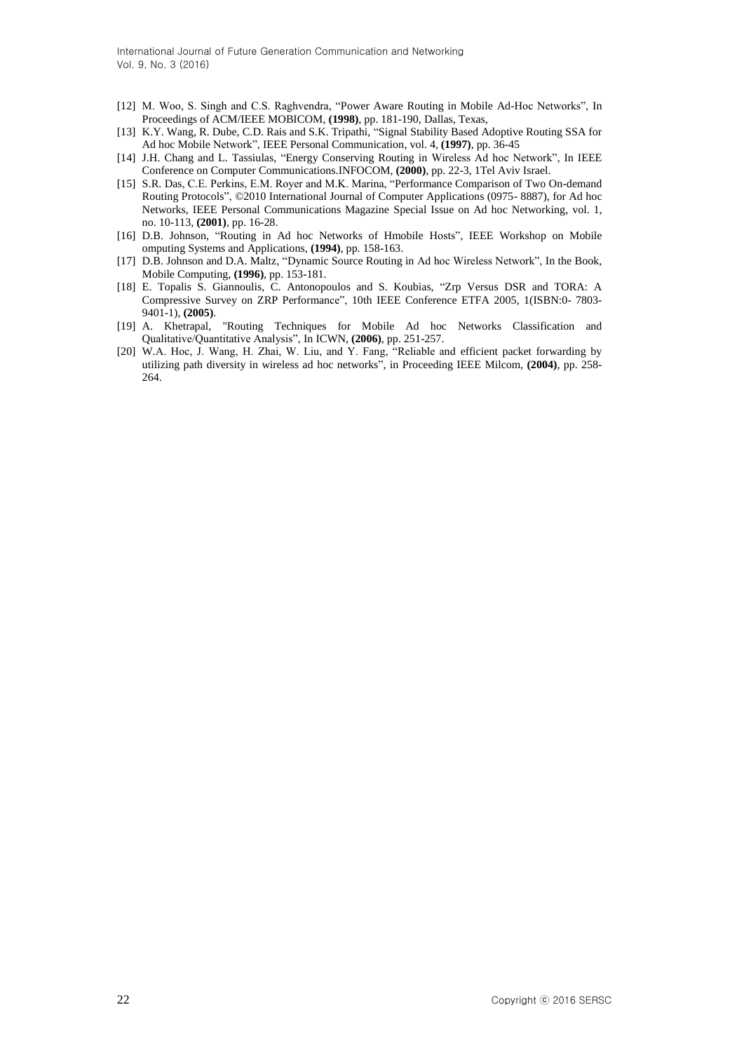[12] M. Woo, S. Singh and C.S. Raghvendra, "Power Aware Routing in Mobile Ad-Hoc Networks", In Proceedings of ACM/IEEE MOBICOM, **(1998)**, pp. 181-190, Dallas, Texas,

[13] K.Y. Wang, R. Dube, C.D. Rais and S.K. Tripathi, "Signal Stability Based Adoptive Routing SSA for Ad hoc Mobile Network", IEEE Personal Communication, vol. 4, **(1997)**, pp. 36-45

[14] J.H. Chang and L. Tassiulas, "Energy Conserving Routing in Wireless Ad hoc Network", In IEEE Conference on Computer Communications.INFOCOM, **(2000)**, pp. 22-3, 1Tel Aviv Israel.

[15] S.R. Das, C.E. Perkins, E.M. Royer and M.K. Marina, "Performance Comparison of Two On-demand Routing Protocols", ©2010 International Journal of Computer Applications (0975- 8887), for Ad hoc Networks, IEEE Personal Communications Magazine Special Issue on Ad hoc Networking, vol. 1, no. 10-113, **(2001)**, pp. 16-28.

[16] D.B. Johnson, "Routing in Ad hoc Networks of Hmobile Hosts", IEEE Workshop on Mobile omputing Systems and Applications, **(1994)**, pp. 158-163.

[17] D.B. Johnson and D.A. Maltz, "Dynamic Source Routing in Ad hoc Wireless Network", In the Book, Mobile Computing, **(1996)**, pp. 153-181.

[18] E. Topalis S. Giannoulis, C. Antonopoulos and S. Koubias, "Zrp Versus DSR and TORA: A Compressive Survey on ZRP Performance", 10th IEEE Conference ETFA 2005, 1(ISBN:0- 7803-9401-1), **(2005)**.

[19] A. Khetrapal, "Routing Techniques for Mobile Ad hoc Networks Classification and Qualitative/Quantitative Analysis", In ICWN, **(2006)**, pp. 251-257.

[20] W.A. Hoc, J. Wang, H. Zhai, W. Liu, and Y. Fang, "Reliable and efficient packet forwarding by utilizing path diversity in wireless ad hoc networks", in Proceeding IEEE Milcom, **(2004)**, pp. 258-264.